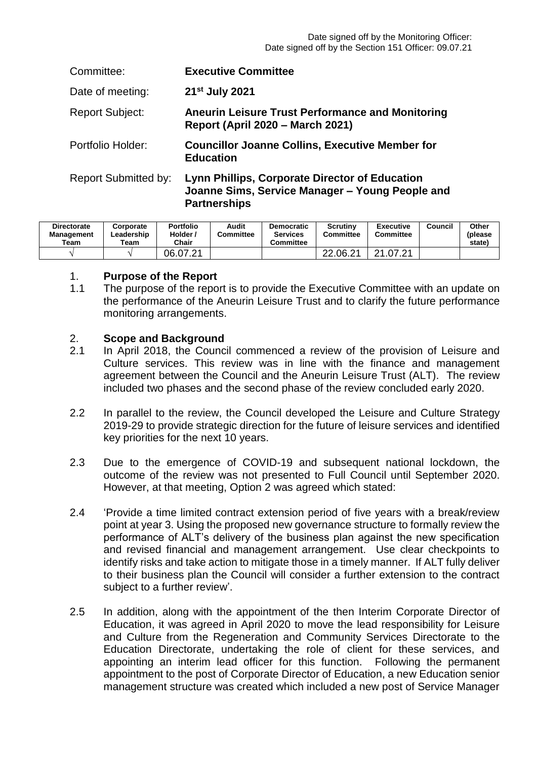Date signed off by the Monitoring Officer:
Date signed off by the Section 151 Officer: 09.07.21

| | |
|---|---|
| Committee: | **Executive Committee** |
| Date of meeting: | **21st July 2021** |
| Report Subject: | **Aneurin Leisure Trust Performance and Monitoring Report (April 2020 – March 2021)** |
| Portfolio Holder: | **Councillor Joanne Collins, Executive Member for Education** |
| Report Submitted by: | **Lynn Phillips, Corporate Director of Education**<br>**Joanne Sims, Service Manager – Young People and Partnerships** |

| Directorate Management Team | Corporate Leadership Team | Portfolio Holder / Chair | Audit Committee | Democratic Services Committee | Scrutiny Committee | Executive Committee | Council | Other (please state) |
|---|---|---|---|---|---|---|---|---|
| √ | √ | 06.07.21 | | | 22.06.21 | 21.07.21 | | |

## 1. Purpose of the Report

1.1 The purpose of the report is to provide the Executive Committee with an update on the performance of the Aneurin Leisure Trust and to clarify the future performance monitoring arrangements.

## 2. Scope and Background

2.1 In April 2018, the Council commenced a review of the provision of Leisure and Culture services. This review was in line with the finance and management agreement between the Council and the Aneurin Leisure Trust (ALT). The review included two phases and the second phase of the review concluded early 2020.

2.2 In parallel to the review, the Council developed the Leisure and Culture Strategy 2019-29 to provide strategic direction for the future of leisure services and identified key priorities for the next 10 years.

2.3 Due to the emergence of COVID-19 and subsequent national lockdown, the outcome of the review was not presented to Full Council until September 2020. However, at that meeting, Option 2 was agreed which stated:

2.4 'Provide a time limited contract extension period of five years with a break/review point at year 3. Using the proposed new governance structure to formally review the performance of ALT's delivery of the business plan against the new specification and revised financial and management arrangement. Use clear checkpoints to identify risks and take action to mitigate those in a timely manner. If ALT fully deliver to their business plan the Council will consider a further extension to the contract subject to a further review'.

2.5 In addition, along with the appointment of the then Interim Corporate Director of Education, it was agreed in April 2020 to move the lead responsibility for Leisure and Culture from the Regeneration and Community Services Directorate to the Education Directorate, undertaking the role of client for these services, and appointing an interim lead officer for this function. Following the permanent appointment to the post of Corporate Director of Education, a new Education senior management structure was created which included a new post of Service Manager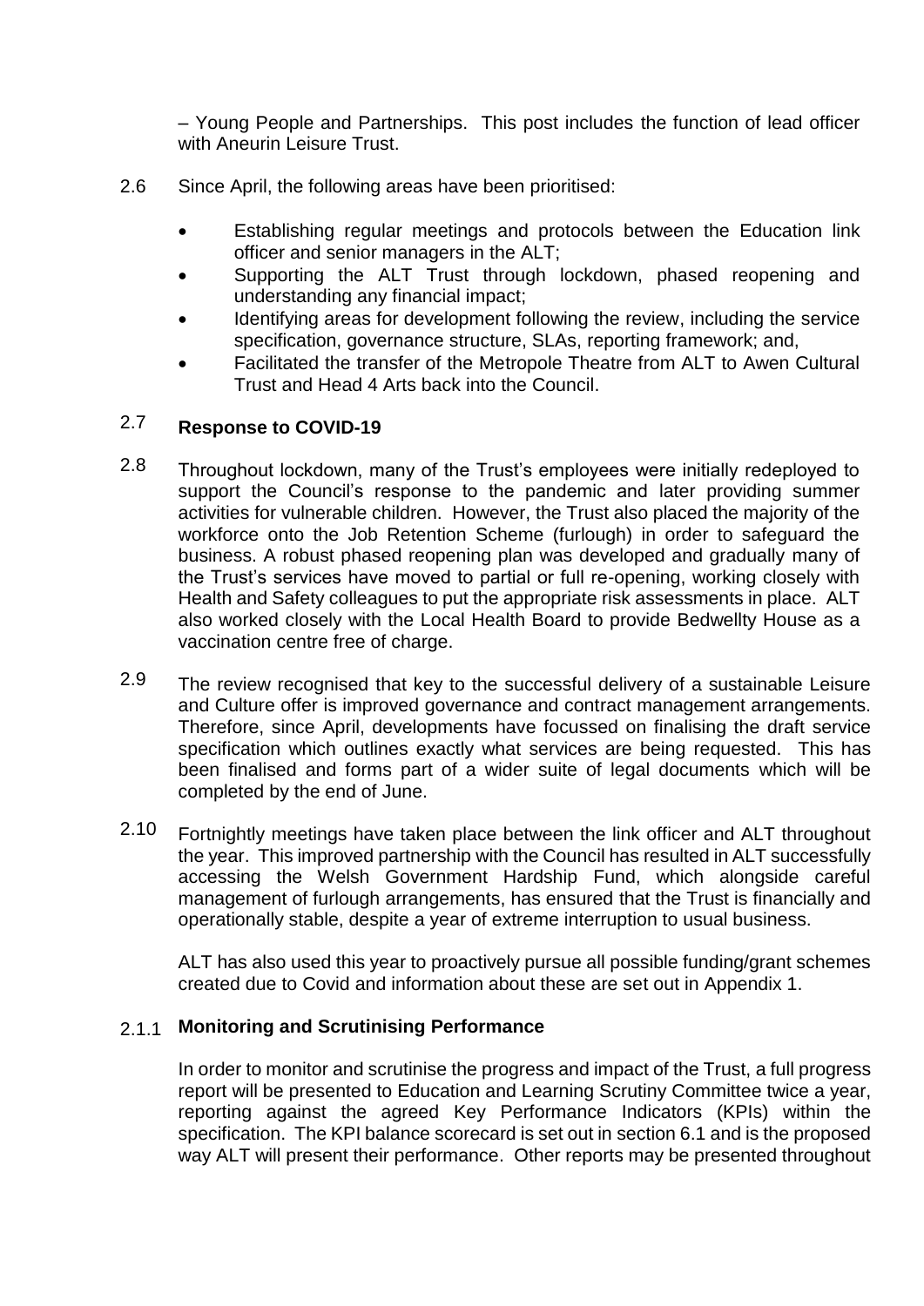– Young People and Partnerships. This post includes the function of lead officer with Aneurin Leisure Trust.

2.6 Since April, the following areas have been prioritised:

- Establishing regular meetings and protocols between the Education link officer and senior managers in the ALT;
- Supporting the ALT Trust through lockdown, phased reopening and understanding any financial impact;
- Identifying areas for development following the review, including the service specification, governance structure, SLAs, reporting framework; and,
- Facilitated the transfer of the Metropole Theatre from ALT to Awen Cultural Trust and Head 4 Arts back into the Council.

2.7 **Response to COVID-19**

2.8 Throughout lockdown, many of the Trust's employees were initially redeployed to support the Council's response to the pandemic and later providing summer activities for vulnerable children. However, the Trust also placed the majority of the workforce onto the Job Retention Scheme (furlough) in order to safeguard the business. A robust phased reopening plan was developed and gradually many of the Trust's services have moved to partial or full re-opening, working closely with Health and Safety colleagues to put the appropriate risk assessments in place. ALT also worked closely with the Local Health Board to provide Bedwellty House as a vaccination centre free of charge.

2.9 The review recognised that key to the successful delivery of a sustainable Leisure and Culture offer is improved governance and contract management arrangements. Therefore, since April, developments have focussed on finalising the draft service specification which outlines exactly what services are being requested. This has been finalised and forms part of a wider suite of legal documents which will be completed by the end of June.

2.10 Fortnightly meetings have taken place between the link officer and ALT throughout the year. This improved partnership with the Council has resulted in ALT successfully accessing the Welsh Government Hardship Fund, which alongside careful management of furlough arrangements, has ensured that the Trust is financially and operationally stable, despite a year of extreme interruption to usual business.

ALT has also used this year to proactively pursue all possible funding/grant schemes created due to Covid and information about these are set out in Appendix 1.

2.1.1 **Monitoring and Scrutinising Performance**

In order to monitor and scrutinise the progress and impact of the Trust, a full progress report will be presented to Education and Learning Scrutiny Committee twice a year, reporting against the agreed Key Performance Indicators (KPIs) within the specification. The KPI balance scorecard is set out in section 6.1 and is the proposed way ALT will present their performance. Other reports may be presented throughout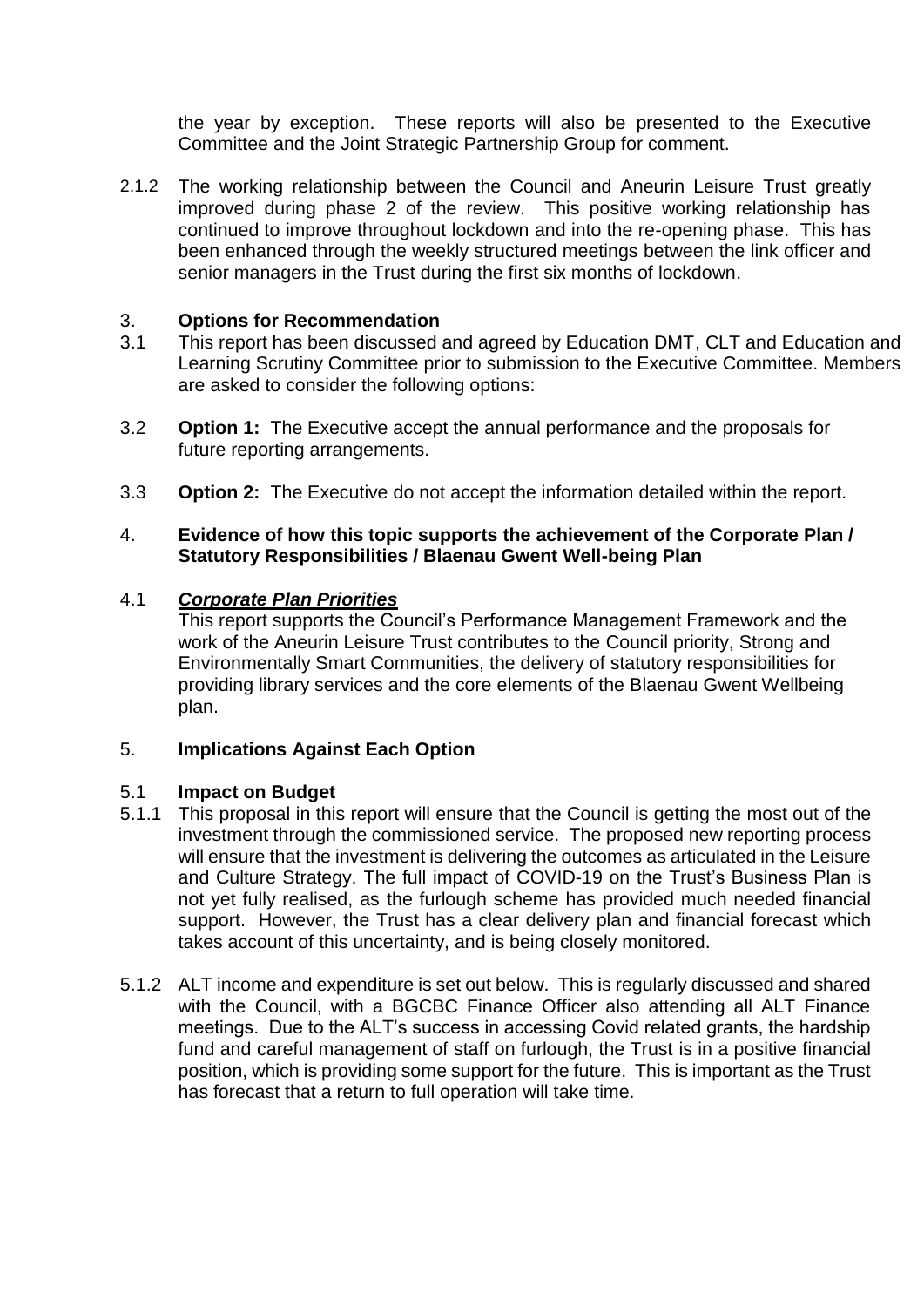the year by exception. These reports will also be presented to the Executive Committee and the Joint Strategic Partnership Group for comment.

2.1.2 The working relationship between the Council and Aneurin Leisure Trust greatly improved during phase 2 of the review. This positive working relationship has continued to improve throughout lockdown and into the re-opening phase. This has been enhanced through the weekly structured meetings between the link officer and senior managers in the Trust during the first six months of lockdown.

## 3. Options for Recommendation

3.1 This report has been discussed and agreed by Education DMT, CLT and Education and Learning Scrutiny Committee prior to submission to the Executive Committee. Members are asked to consider the following options:

3.2 **Option 1:** The Executive accept the annual performance and the proposals for future reporting arrangements.

3.3 **Option 2:** The Executive do not accept the information detailed within the report.

## 4. Evidence of how this topic supports the achievement of the Corporate Plan / Statutory Responsibilities / Blaenau Gwent Well-being Plan

4.1 ***Corporate Plan Priorities***

This report supports the Council's Performance Management Framework and the work of the Aneurin Leisure Trust contributes to the Council priority, Strong and Environmentally Smart Communities, the delivery of statutory responsibilities for providing library services and the core elements of the Blaenau Gwent Wellbeing plan.

## 5. Implications Against Each Option

### 5.1 Impact on Budget

5.1.1 This proposal in this report will ensure that the Council is getting the most out of the investment through the commissioned service. The proposed new reporting process will ensure that the investment is delivering the outcomes as articulated in the Leisure and Culture Strategy. The full impact of COVID-19 on the Trust's Business Plan is not yet fully realised, as the furlough scheme has provided much needed financial support. However, the Trust has a clear delivery plan and financial forecast which takes account of this uncertainty, and is being closely monitored.

5.1.2 ALT income and expenditure is set out below. This is regularly discussed and shared with the Council, with a BGCBC Finance Officer also attending all ALT Finance meetings. Due to the ALT's success in accessing Covid related grants, the hardship fund and careful management of staff on furlough, the Trust is in a positive financial position, which is providing some support for the future. This is important as the Trust has forecast that a return to full operation will take time.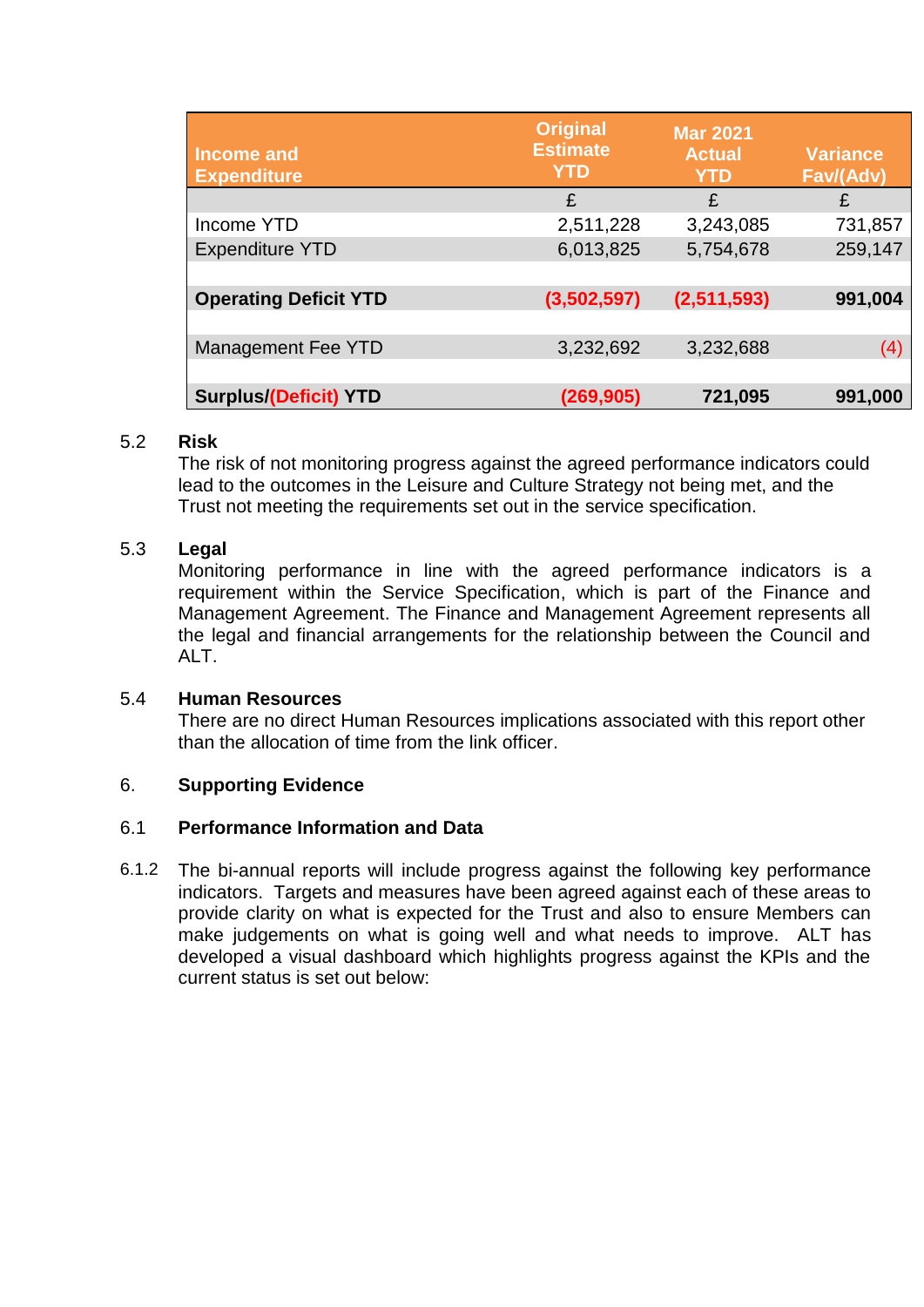| Income and Expenditure | Original Estimate YTD | Mar 2021 Actual YTD | Variance Fav/(Adv) |
|---|---|---|---|
| | £ | £ | £ |
| Income YTD | 2,511,228 | 3,243,085 | 731,857 |
| Expenditure YTD | 6,013,825 | 5,754,678 | 259,147 |
| | | | |
| **Operating Deficit YTD** | **(3,502,597)** | **(2,511,593)** | **991,004** |
| | | | |
| Management Fee YTD | 3,232,692 | 3,232,688 | (4) |
| | | | |
| **Surplus/(Deficit) YTD** | **(269,905)** | **721,095** | **991,000** |

5.2 **Risk**

The risk of not monitoring progress against the agreed performance indicators could lead to the outcomes in the Leisure and Culture Strategy not being met, and the Trust not meeting the requirements set out in the service specification.

5.3 **Legal**

Monitoring performance in line with the agreed performance indicators is a requirement within the Service Specification, which is part of the Finance and Management Agreement. The Finance and Management Agreement represents all the legal and financial arrangements for the relationship between the Council and ALT.

5.4 **Human Resources**

There are no direct Human Resources implications associated with this report other than the allocation of time from the link officer.

## 6. Supporting Evidence

### 6.1 Performance Information and Data

6.1.2 The bi-annual reports will include progress against the following key performance indicators. Targets and measures have been agreed against each of these areas to provide clarity on what is expected for the Trust and also to ensure Members can make judgements on what is going well and what needs to improve. ALT has developed a visual dashboard which highlights progress against the KPIs and the current status is set out below: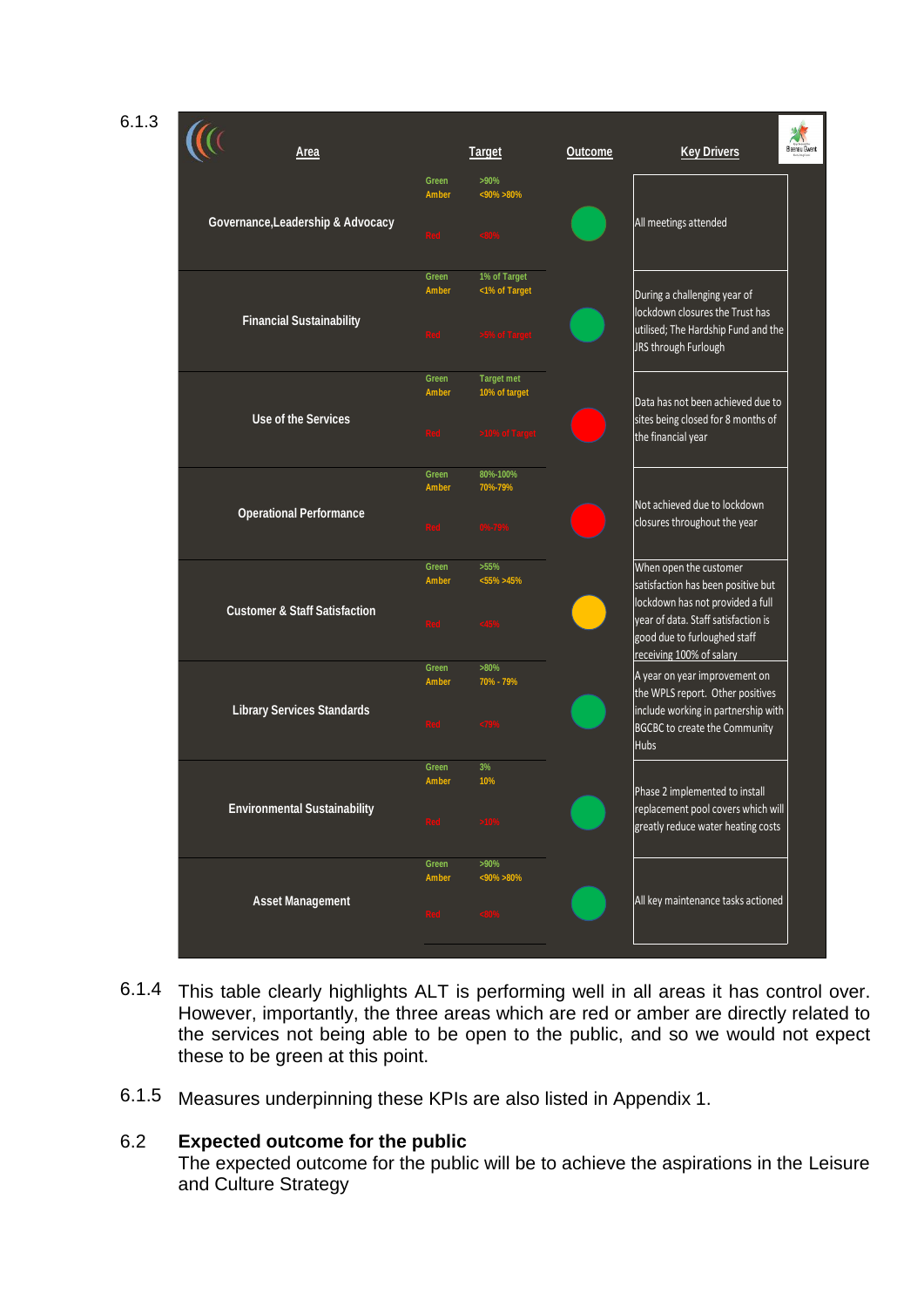6.1.3

| Area | Target | | Outcome | Key Drivers |
|---|---|---|---|---|
| Governance,Leadership & Advocacy | Green<br>Amber<br>Red | >90%<br><90% >80%<br><80% | Green | All meetings attended |
| Financial Sustainability | Green<br>Amber<br>Red | 1% of Target<br><1% of Target<br>>5% of Target | Green | During a challenging year of lockdown closures the Trust has utilised; The Hardship Fund and the JRS through Furlough |
| Use of the Services | Green<br>Amber<br>Red | Target met<br>10% of target<br>>10% of Target | Red | Data has not been achieved due to sites being closed for 8 months of the financial year |
| Operational Performance | Green<br>Amber<br>Red | 80%-100%<br>70%-79%<br>0%-79% | Red | Not achieved due to lockdown closures throughout the year |
| Customer & Staff Satisfaction | Green<br>Amber<br>Red | >55%<br><55% >45%<br><45% | Amber | When open the customer satisfaction has been positive but lockdown has not provided a full year of data. Staff satisfaction is good due to furloughed staff receiving 100% of salary |
| Library Services Standards | Green<br>Amber<br>Red | >80%<br>70% - 79%<br><79% | Green | A year on year improvement on the WPLS report. Other positives include working in partnership with BGCBC to create the Community Hubs |
| Environmental Sustainability | Green<br>Amber<br>Red | 3%<br>10%<br>>10% | Green | Phase 2 implemented to install replacement pool covers which will greatly reduce water heating costs |
| Asset Management | Green<br>Amber<br>Red | >90%<br><90% >80%<br><80% | Green | All key maintenance tasks actioned |

6.1.4 This table clearly highlights ALT is performing well in all areas it has control over. However, importantly, the three areas which are red or amber are directly related to the services not being able to be open to the public, and so we would not expect these to be green at this point.

6.1.5 Measures underpinning these KPIs are also listed in Appendix 1.

6.2 **Expected outcome for the public**

The expected outcome for the public will be to achieve the aspirations in the Leisure and Culture Strategy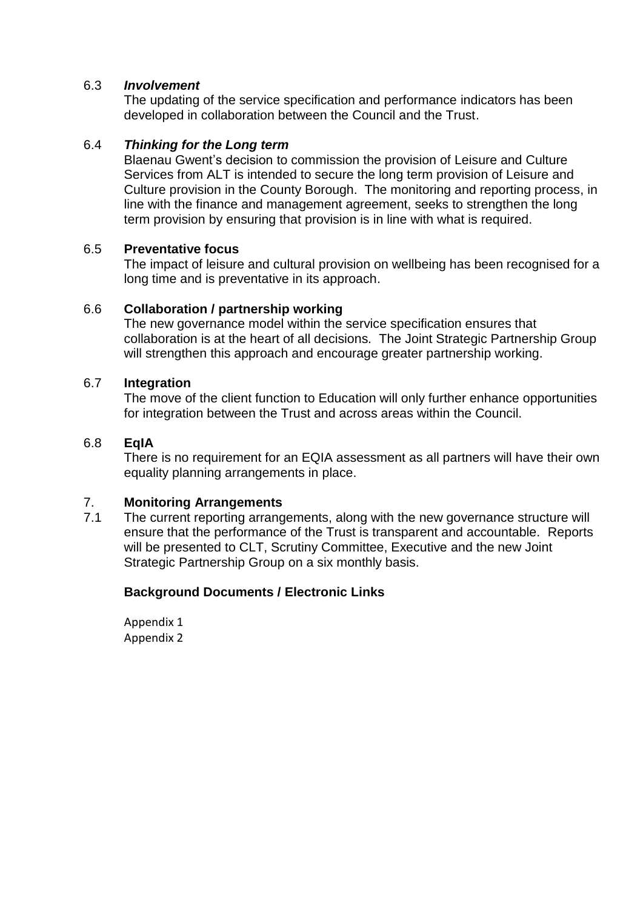6.3 ***Involvement***

The updating of the service specification and performance indicators has been developed in collaboration between the Council and the Trust.

6.4 ***Thinking for the Long term***

Blaenau Gwent's decision to commission the provision of Leisure and Culture Services from ALT is intended to secure the long term provision of Leisure and Culture provision in the County Borough. The monitoring and reporting process, in line with the finance and management agreement, seeks to strengthen the long term provision by ensuring that provision is in line with what is required.

6.5 **Preventative focus**

The impact of leisure and cultural provision on wellbeing has been recognised for a long time and is preventative in its approach.

6.6 **Collaboration / partnership working**

The new governance model within the service specification ensures that collaboration is at the heart of all decisions. The Joint Strategic Partnership Group will strengthen this approach and encourage greater partnership working.

6.7 **Integration**

The move of the client function to Education will only further enhance opportunities for integration between the Trust and across areas within the Council.

6.8 **EqIA**

There is no requirement for an EQIA assessment as all partners will have their own equality planning arrangements in place.

## 7. Monitoring Arrangements

7.1 The current reporting arrangements, along with the new governance structure will ensure that the performance of the Trust is transparent and accountable. Reports will be presented to CLT, Scrutiny Committee, Executive and the new Joint Strategic Partnership Group on a six monthly basis.

**Background Documents / Electronic Links**

Appendix 1
Appendix 2